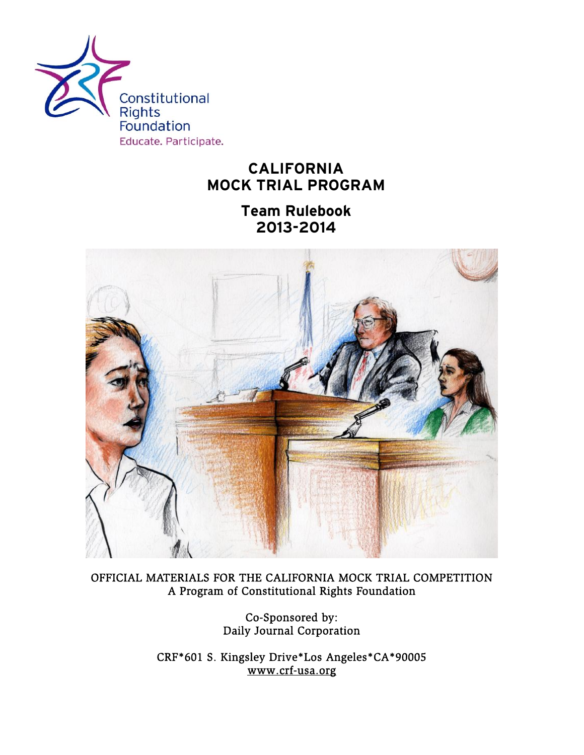Constitutional Rights Foundation

Educate. Participate.

# CALIFORNIA MOCK TRIAL PROGRAM

## Team Rulebook 2013-2014

OFFICIAL MATERIALS FOR THE CALIFORNIA MOCK TRIAL COMPETITION
A Program of Constitutional Rights Foundation

Co-Sponsored by:
Daily Journal Corporation

CRF*601 S. Kingsley Drive*Los Angeles*CA*90005
www.crf-usa.org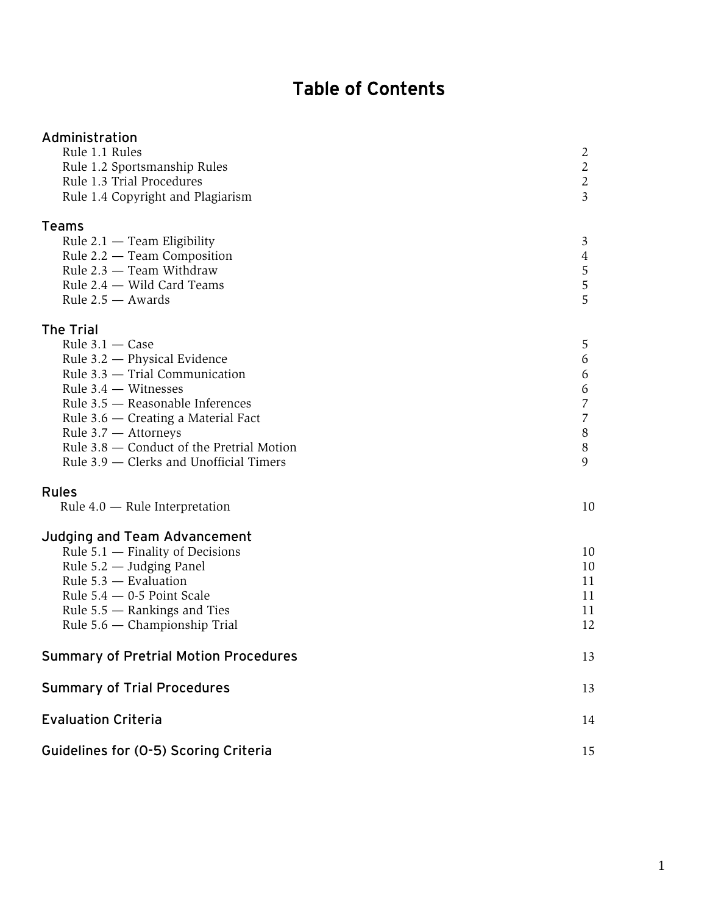# Table of Contents

## Administration

| | |
|---|---|
| Rule 1.1 Rules | 2 |
| Rule 1.2 Sportsmanship Rules | 2 |
| Rule 1.3 Trial Procedures | 2 |
| Rule 1.4 Copyright and Plagiarism | 3 |

## Teams

| | |
|---|---|
| Rule 2.1 — Team Eligibility | 3 |
| Rule 2.2 — Team Composition | 4 |
| Rule 2.3 — Team Withdraw | 5 |
| Rule 2.4 — Wild Card Teams | 5 |
| Rule 2.5 — Awards | 5 |

## The Trial

| | |
|---|---|
| Rule 3.1 — Case | 5 |
| Rule 3.2 — Physical Evidence | 6 |
| Rule 3.3 — Trial Communication | 6 |
| Rule 3.4 — Witnesses | 6 |
| Rule 3.5 — Reasonable Inferences | 7 |
| Rule 3.6 — Creating a Material Fact | 7 |
| Rule 3.7 — Attorneys | 8 |
| Rule 3.8 — Conduct of the Pretrial Motion | 8 |
| Rule 3.9 — Clerks and Unofficial Timers | 9 |

## Rules

| | |
|---|---|
| Rule 4.0 — Rule Interpretation | 10 |

## Judging and Team Advancement

| | |
|---|---|
| Rule 5.1 — Finality of Decisions | 10 |
| Rule 5.2 — Judging Panel | 10 |
| Rule 5.3 — Evaluation | 11 |
| Rule 5.4 — 0-5 Point Scale | 11 |
| Rule 5.5 — Rankings and Ties | 11 |
| Rule 5.6 — Championship Trial | 12 |

## Summary of Pretrial Motion Procedures — 13

## Summary of Trial Procedures — 13

## Evaluation Criteria — 14

## Guidelines for (0-5) Scoring Criteria — 15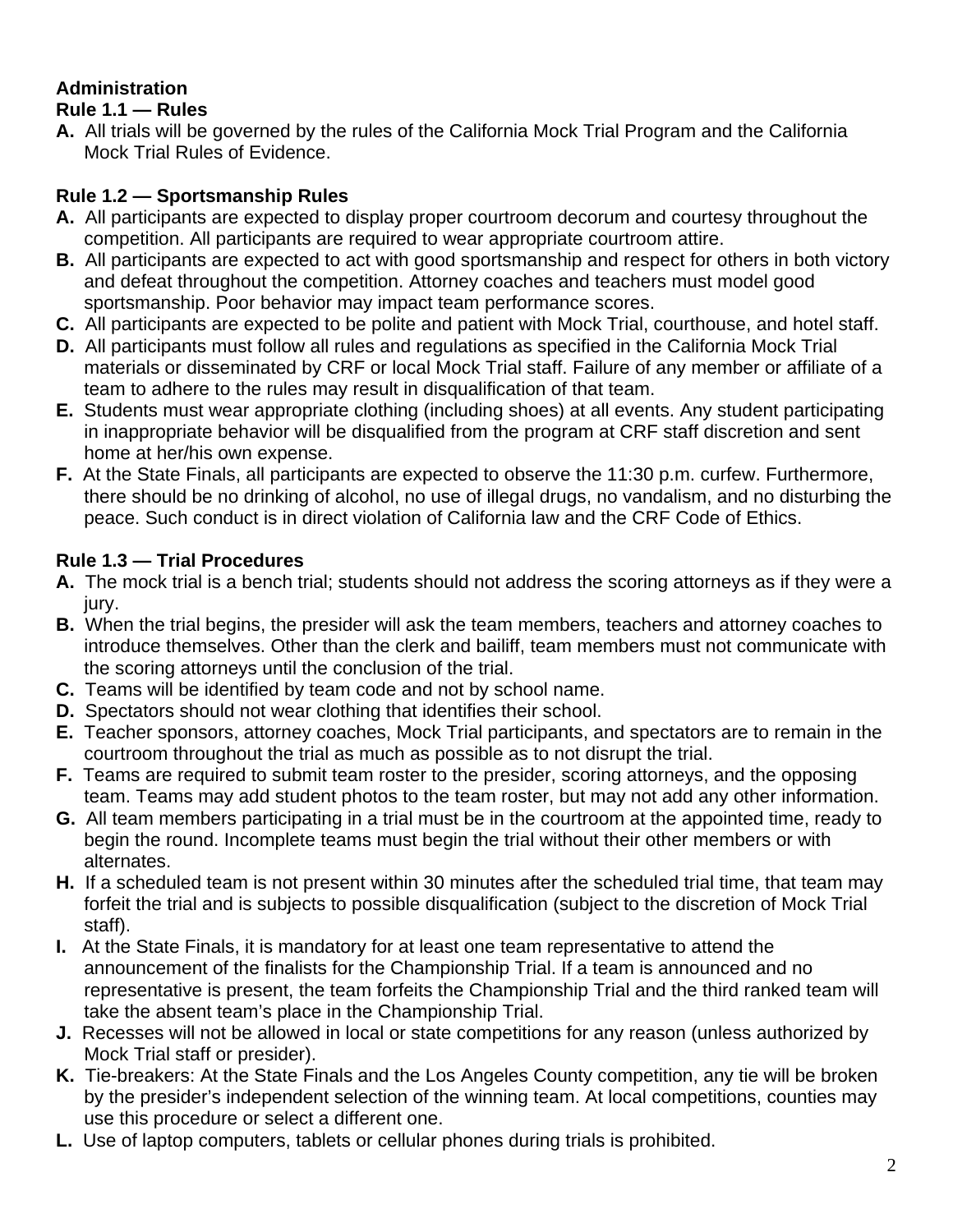**Administration**

**Rule 1.1 — Rules**

**A.** All trials will be governed by the rules of the California Mock Trial Program and the California Mock Trial Rules of Evidence.

**Rule 1.2 — Sportsmanship Rules**

**A.** All participants are expected to display proper courtroom decorum and courtesy throughout the competition. All participants are required to wear appropriate courtroom attire.

**B.** All participants are expected to act with good sportsmanship and respect for others in both victory and defeat throughout the competition. Attorney coaches and teachers must model good sportsmanship. Poor behavior may impact team performance scores.

**C.** All participants are expected to be polite and patient with Mock Trial, courthouse, and hotel staff.

**D.** All participants must follow all rules and regulations as specified in the California Mock Trial materials or disseminated by CRF or local Mock Trial staff. Failure of any member or affiliate of a team to adhere to the rules may result in disqualification of that team.

**E.** Students must wear appropriate clothing (including shoes) at all events. Any student participating in inappropriate behavior will be disqualified from the program at CRF staff discretion and sent home at her/his own expense.

**F.** At the State Finals, all participants are expected to observe the 11:30 p.m. curfew. Furthermore, there should be no drinking of alcohol, no use of illegal drugs, no vandalism, and no disturbing the peace. Such conduct is in direct violation of California law and the CRF Code of Ethics.

**Rule 1.3 — Trial Procedures**

**A.** The mock trial is a bench trial; students should not address the scoring attorneys as if they were a jury.

**B.** When the trial begins, the presider will ask the team members, teachers and attorney coaches to introduce themselves. Other than the clerk and bailiff, team members must not communicate with the scoring attorneys until the conclusion of the trial.

**C.** Teams will be identified by team code and not by school name.

**D.** Spectators should not wear clothing that identifies their school.

**E.** Teacher sponsors, attorney coaches, Mock Trial participants, and spectators are to remain in the courtroom throughout the trial as much as possible as to not disrupt the trial.

**F.** Teams are required to submit team roster to the presider, scoring attorneys, and the opposing team. Teams may add student photos to the team roster, but may not add any other information.

**G.** All team members participating in a trial must be in the courtroom at the appointed time, ready to begin the round. Incomplete teams must begin the trial without their other members or with alternates.

**H.** If a scheduled team is not present within 30 minutes after the scheduled trial time, that team may forfeit the trial and is subjects to possible disqualification (subject to the discretion of Mock Trial staff).

**I.** At the State Finals, it is mandatory for at least one team representative to attend the announcement of the finalists for the Championship Trial. If a team is announced and no representative is present, the team forfeits the Championship Trial and the third ranked team will take the absent team's place in the Championship Trial.

**J.** Recesses will not be allowed in local or state competitions for any reason (unless authorized by Mock Trial staff or presider).

**K.** Tie-breakers: At the State Finals and the Los Angeles County competition, any tie will be broken by the presider's independent selection of the winning team. At local competitions, counties may use this procedure or select a different one.

**L.** Use of laptop computers, tablets or cellular phones during trials is prohibited.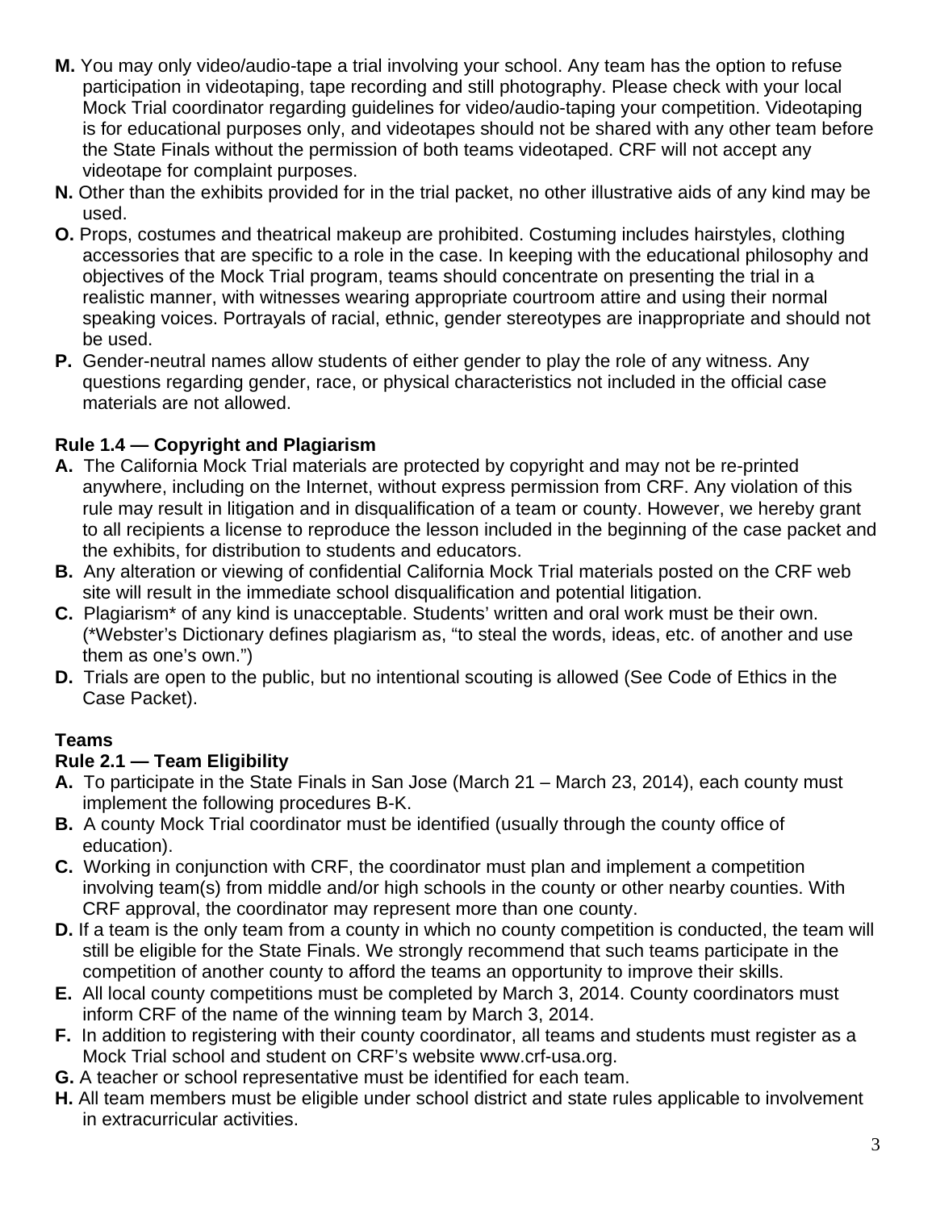**M.** You may only video/audio-tape a trial involving your school. Any team has the option to refuse participation in videotaping, tape recording and still photography. Please check with your local Mock Trial coordinator regarding guidelines for video/audio-taping your competition. Videotaping is for educational purposes only, and videotapes should not be shared with any other team before the State Finals without the permission of both teams videotaped. CRF will not accept any videotape for complaint purposes.

**N.** Other than the exhibits provided for in the trial packet, no other illustrative aids of any kind may be used.

**O.** Props, costumes and theatrical makeup are prohibited. Costuming includes hairstyles, clothing accessories that are specific to a role in the case. In keeping with the educational philosophy and objectives of the Mock Trial program, teams should concentrate on presenting the trial in a realistic manner, with witnesses wearing appropriate courtroom attire and using their normal speaking voices. Portrayals of racial, ethnic, gender stereotypes are inappropriate and should not be used.

**P.** Gender-neutral names allow students of either gender to play the role of any witness. Any questions regarding gender, race, or physical characteristics not included in the official case materials are not allowed.

### Rule 1.4 — Copyright and Plagiarism

**A.** The California Mock Trial materials are protected by copyright and may not be re-printed anywhere, including on the Internet, without express permission from CRF. Any violation of this rule may result in litigation and in disqualification of a team or county. However, we hereby grant to all recipients a license to reproduce the lesson included in the beginning of the case packet and the exhibits, for distribution to students and educators.

**B.** Any alteration or viewing of confidential California Mock Trial materials posted on the CRF web site will result in the immediate school disqualification and potential litigation.

**C.** Plagiarism* of any kind is unacceptable. Students' written and oral work must be their own. (*Webster's Dictionary defines plagiarism as, "to steal the words, ideas, etc. of another and use them as one's own.")

**D.** Trials are open to the public, but no intentional scouting is allowed (See Code of Ethics in the Case Packet).

### Teams

### Rule 2.1 — Team Eligibility

**A.** To participate in the State Finals in San Jose (March 21 – March 23, 2014), each county must implement the following procedures B-K.

**B.** A county Mock Trial coordinator must be identified (usually through the county office of education).

**C.** Working in conjunction with CRF, the coordinator must plan and implement a competition involving team(s) from middle and/or high schools in the county or other nearby counties. With CRF approval, the coordinator may represent more than one county.

**D.** If a team is the only team from a county in which no county competition is conducted, the team will still be eligible for the State Finals. We strongly recommend that such teams participate in the competition of another county to afford the teams an opportunity to improve their skills.

**E.** All local county competitions must be completed by March 3, 2014. County coordinators must inform CRF of the name of the winning team by March 3, 2014.

**F.** In addition to registering with their county coordinator, all teams and students must register as a Mock Trial school and student on CRF's website www.crf-usa.org.

**G.** A teacher or school representative must be identified for each team.

**H.** All team members must be eligible under school district and state rules applicable to involvement in extracurricular activities.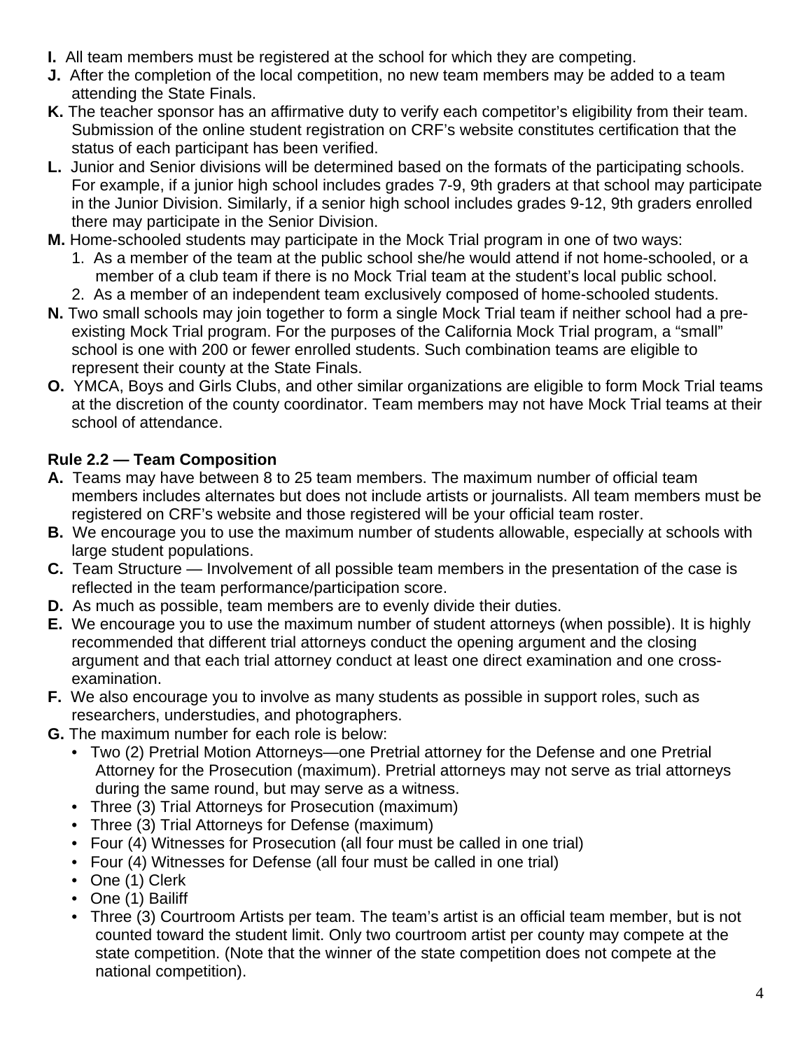**I.** All team members must be registered at the school for which they are competing.

**J.** After the completion of the local competition, no new team members may be added to a team attending the State Finals.

**K.** The teacher sponsor has an affirmative duty to verify each competitor's eligibility from their team. Submission of the online student registration on CRF's website constitutes certification that the status of each participant has been verified.

**L.** Junior and Senior divisions will be determined based on the formats of the participating schools. For example, if a junior high school includes grades 7-9, 9th graders at that school may participate in the Junior Division. Similarly, if a senior high school includes grades 9-12, 9th graders enrolled there may participate in the Senior Division.

**M.** Home-schooled students may participate in the Mock Trial program in one of two ways:

1. As a member of the team at the public school she/he would attend if not home-schooled, or a member of a club team if there is no Mock Trial team at the student's local public school.
2. As a member of an independent team exclusively composed of home-schooled students.

**N.** Two small schools may join together to form a single Mock Trial team if neither school had a pre-existing Mock Trial program. For the purposes of the California Mock Trial program, a "small" school is one with 200 or fewer enrolled students. Such combination teams are eligible to represent their county at the State Finals.

**O.** YMCA, Boys and Girls Clubs, and other similar organizations are eligible to form Mock Trial teams at the discretion of the county coordinator. Team members may not have Mock Trial teams at their school of attendance.

### Rule 2.2 — Team Composition

**A.** Teams may have between 8 to 25 team members. The maximum number of official team members includes alternates but does not include artists or journalists. All team members must be registered on CRF's website and those registered will be your official team roster.

**B.** We encourage you to use the maximum number of students allowable, especially at schools with large student populations.

**C.** Team Structure — Involvement of all possible team members in the presentation of the case is reflected in the team performance/participation score.

**D.** As much as possible, team members are to evenly divide their duties.

**E.** We encourage you to use the maximum number of student attorneys (when possible). It is highly recommended that different trial attorneys conduct the opening argument and the closing argument and that each trial attorney conduct at least one direct examination and one cross-examination.

**F.** We also encourage you to involve as many students as possible in support roles, such as researchers, understudies, and photographers.

**G.** The maximum number for each role is below:

- Two (2) Pretrial Motion Attorneys—one Pretrial attorney for the Defense and one Pretrial Attorney for the Prosecution (maximum). Pretrial attorneys may not serve as trial attorneys during the same round, but may serve as a witness.
- Three (3) Trial Attorneys for Prosecution (maximum)
- Three (3) Trial Attorneys for Defense (maximum)
- Four (4) Witnesses for Prosecution (all four must be called in one trial)
- Four (4) Witnesses for Defense (all four must be called in one trial)
- One (1) Clerk
- One (1) Bailiff
- Three (3) Courtroom Artists per team. The team's artist is an official team member, but is not counted toward the student limit. Only two courtroom artist per county may compete at the state competition. (Note that the winner of the state competition does not compete at the national competition).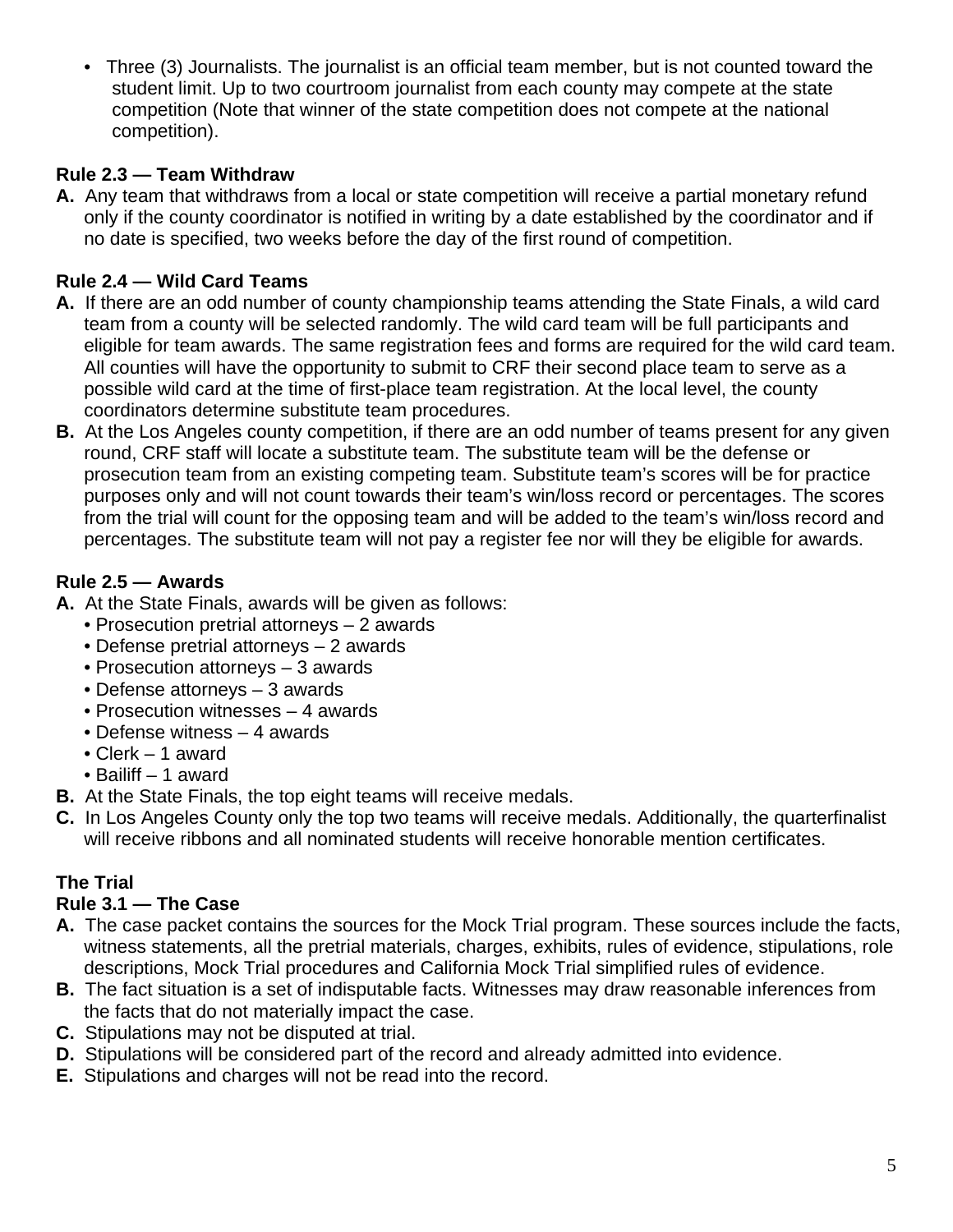- Three (3) Journalists. The journalist is an official team member, but is not counted toward the student limit. Up to two courtroom journalist from each county may compete at the state competition (Note that winner of the state competition does not compete at the national competition).

**Rule 2.3 — Team Withdraw**

**A.** Any team that withdraws from a local or state competition will receive a partial monetary refund only if the county coordinator is notified in writing by a date established by the coordinator and if no date is specified, two weeks before the day of the first round of competition.

**Rule 2.4 — Wild Card Teams**

**A.** If there are an odd number of county championship teams attending the State Finals, a wild card team from a county will be selected randomly. The wild card team will be full participants and eligible for team awards. The same registration fees and forms are required for the wild card team. All counties will have the opportunity to submit to CRF their second place team to serve as a possible wild card at the time of first-place team registration. At the local level, the county coordinators determine substitute team procedures.

**B.** At the Los Angeles county competition, if there are an odd number of teams present for any given round, CRF staff will locate a substitute team. The substitute team will be the defense or prosecution team from an existing competing team. Substitute team's scores will be for practice purposes only and will not count towards their team's win/loss record or percentages. The scores from the trial will count for the opposing team and will be added to the team's win/loss record and percentages. The substitute team will not pay a register fee nor will they be eligible for awards.

**Rule 2.5 — Awards**

**A.** At the State Finals, awards will be given as follows:
- Prosecution pretrial attorneys – 2 awards
- Defense pretrial attorneys – 2 awards
- Prosecution attorneys – 3 awards
- Defense attorneys – 3 awards
- Prosecution witnesses – 4 awards
- Defense witness – 4 awards
- Clerk – 1 award
- Bailiff – 1 award

**B.** At the State Finals, the top eight teams will receive medals.

**C.** In Los Angeles County only the top two teams will receive medals. Additionally, the quarterfinalist will receive ribbons and all nominated students will receive honorable mention certificates.

**The Trial**

**Rule 3.1 — The Case**

**A.** The case packet contains the sources for the Mock Trial program. These sources include the facts, witness statements, all the pretrial materials, charges, exhibits, rules of evidence, stipulations, role descriptions, Mock Trial procedures and California Mock Trial simplified rules of evidence.

**B.** The fact situation is a set of indisputable facts. Witnesses may draw reasonable inferences from the facts that do not materially impact the case.

**C.** Stipulations may not be disputed at trial.

**D.** Stipulations will be considered part of the record and already admitted into evidence.

**E.** Stipulations and charges will not be read into the record.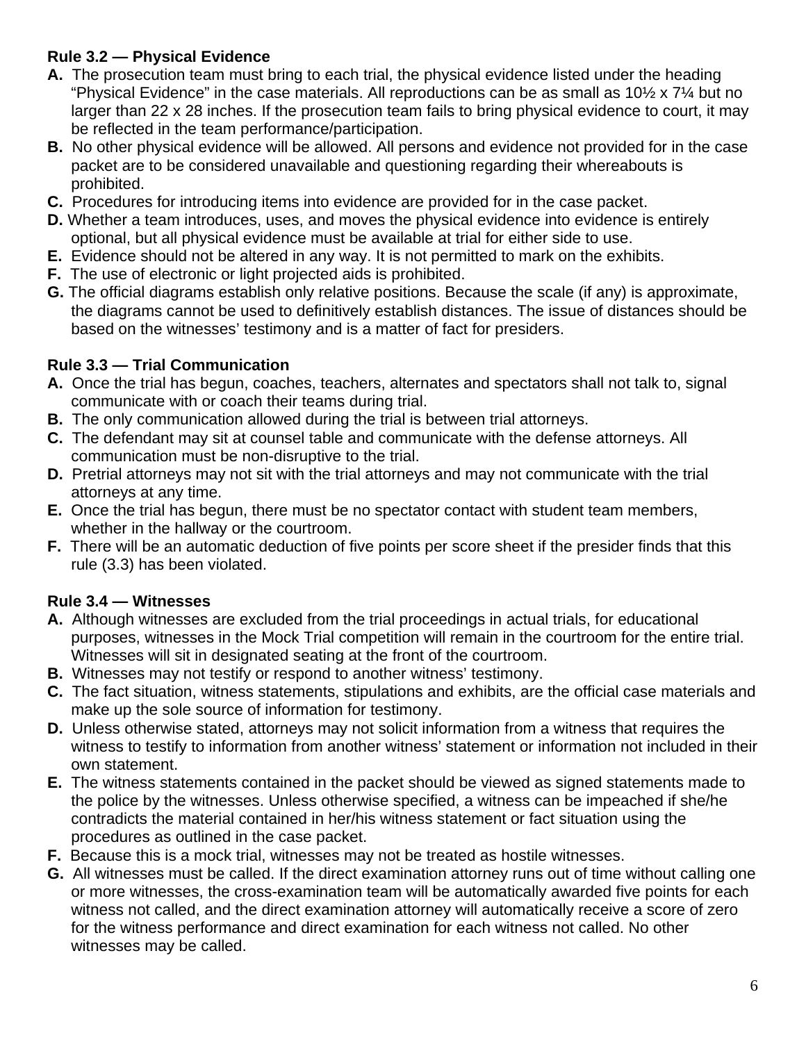**Rule 3.2 — Physical Evidence**

**A.** The prosecution team must bring to each trial, the physical evidence listed under the heading "Physical Evidence" in the case materials. All reproductions can be as small as 10½ x 7¼ but no larger than 22 x 28 inches. If the prosecution team fails to bring physical evidence to court, it may be reflected in the team performance/participation.

**B.** No other physical evidence will be allowed. All persons and evidence not provided for in the case packet are to be considered unavailable and questioning regarding their whereabouts is prohibited.

**C.** Procedures for introducing items into evidence are provided for in the case packet.

**D.** Whether a team introduces, uses, and moves the physical evidence into evidence is entirely optional, but all physical evidence must be available at trial for either side to use.

**E.** Evidence should not be altered in any way. It is not permitted to mark on the exhibits.

**F.** The use of electronic or light projected aids is prohibited.

**G.** The official diagrams establish only relative positions. Because the scale (if any) is approximate, the diagrams cannot be used to definitively establish distances. The issue of distances should be based on the witnesses' testimony and is a matter of fact for presiders.

**Rule 3.3 — Trial Communication**

**A.** Once the trial has begun, coaches, teachers, alternates and spectators shall not talk to, signal communicate with or coach their teams during trial.

**B.** The only communication allowed during the trial is between trial attorneys.

**C.** The defendant may sit at counsel table and communicate with the defense attorneys. All communication must be non-disruptive to the trial.

**D.** Pretrial attorneys may not sit with the trial attorneys and may not communicate with the trial attorneys at any time.

**E.** Once the trial has begun, there must be no spectator contact with student team members, whether in the hallway or the courtroom.

**F.** There will be an automatic deduction of five points per score sheet if the presider finds that this rule (3.3) has been violated.

**Rule 3.4 — Witnesses**

**A.** Although witnesses are excluded from the trial proceedings in actual trials, for educational purposes, witnesses in the Mock Trial competition will remain in the courtroom for the entire trial. Witnesses will sit in designated seating at the front of the courtroom.

**B.** Witnesses may not testify or respond to another witness' testimony.

**C.** The fact situation, witness statements, stipulations and exhibits, are the official case materials and make up the sole source of information for testimony.

**D.** Unless otherwise stated, attorneys may not solicit information from a witness that requires the witness to testify to information from another witness' statement or information not included in their own statement.

**E.** The witness statements contained in the packet should be viewed as signed statements made to the police by the witnesses. Unless otherwise specified, a witness can be impeached if she/he contradicts the material contained in her/his witness statement or fact situation using the procedures as outlined in the case packet.

**F.** Because this is a mock trial, witnesses may not be treated as hostile witnesses.

**G.** All witnesses must be called. If the direct examination attorney runs out of time without calling one or more witnesses, the cross-examination team will be automatically awarded five points for each witness not called, and the direct examination attorney will automatically receive a score of zero for the witness performance and direct examination for each witness not called. No other witnesses may be called.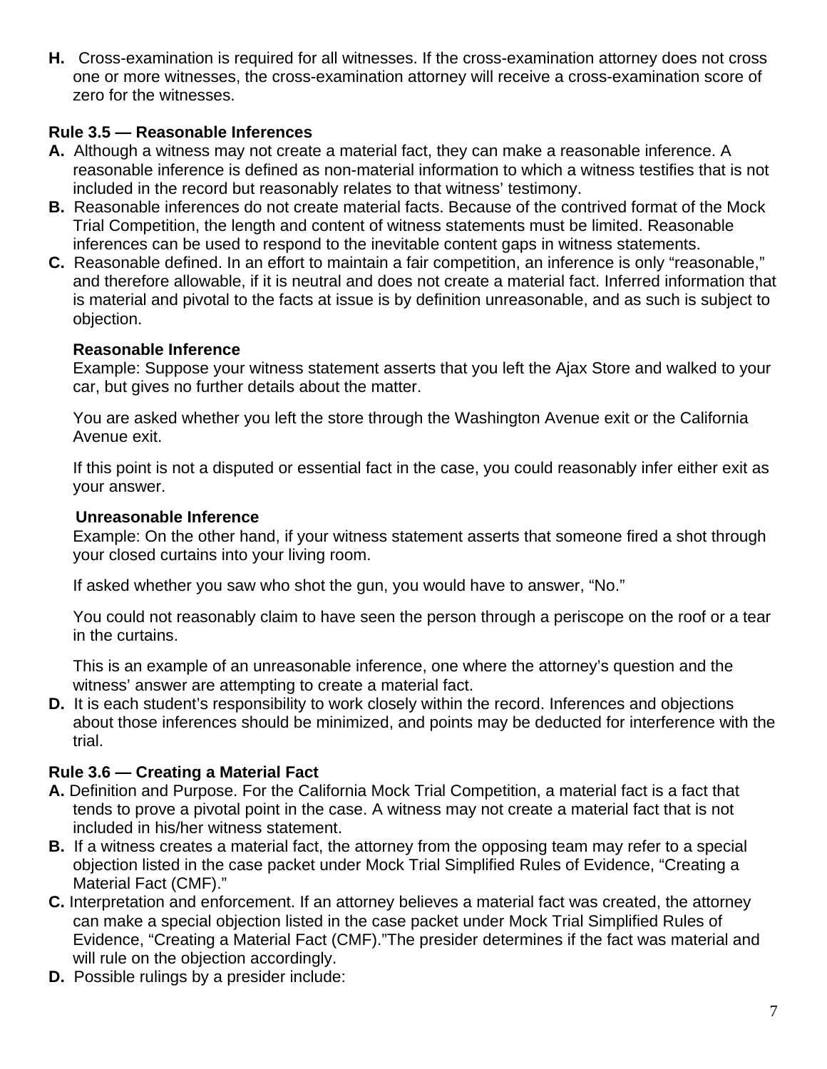**H.** Cross-examination is required for all witnesses. If the cross-examination attorney does not cross one or more witnesses, the cross-examination attorney will receive a cross-examination score of zero for the witnesses.

### Rule 3.5 — Reasonable Inferences

**A.** Although a witness may not create a material fact, they can make a reasonable inference. A reasonable inference is defined as non-material information to which a witness testifies that is not included in the record but reasonably relates to that witness' testimony.

**B.** Reasonable inferences do not create material facts. Because of the contrived format of the Mock Trial Competition, the length and content of witness statements must be limited. Reasonable inferences can be used to respond to the inevitable content gaps in witness statements.

**C.** Reasonable defined. In an effort to maintain a fair competition, an inference is only "reasonable," and therefore allowable, if it is neutral and does not create a material fact. Inferred information that is material and pivotal to the facts at issue is by definition unreasonable, and as such is subject to objection.

**Reasonable Inference**

Example: Suppose your witness statement asserts that you left the Ajax Store and walked to your car, but gives no further details about the matter.

You are asked whether you left the store through the Washington Avenue exit or the California Avenue exit.

If this point is not a disputed or essential fact in the case, you could reasonably infer either exit as your answer.

**Unreasonable Inference**

Example: On the other hand, if your witness statement asserts that someone fired a shot through your closed curtains into your living room.

If asked whether you saw who shot the gun, you would have to answer, "No."

You could not reasonably claim to have seen the person through a periscope on the roof or a tear in the curtains.

This is an example of an unreasonable inference, one where the attorney's question and the witness' answer are attempting to create a material fact.

**D.** It is each student's responsibility to work closely within the record. Inferences and objections about those inferences should be minimized, and points may be deducted for interference with the trial.

### Rule 3.6 — Creating a Material Fact

**A.** Definition and Purpose. For the California Mock Trial Competition, a material fact is a fact that tends to prove a pivotal point in the case. A witness may not create a material fact that is not included in his/her witness statement.

**B.** If a witness creates a material fact, the attorney from the opposing team may refer to a special objection listed in the case packet under Mock Trial Simplified Rules of Evidence, "Creating a Material Fact (CMF)."

**C.** Interpretation and enforcement. If an attorney believes a material fact was created, the attorney can make a special objection listed in the case packet under Mock Trial Simplified Rules of Evidence, "Creating a Material Fact (CMF)."The presider determines if the fact was material and will rule on the objection accordingly.

**D.** Possible rulings by a presider include: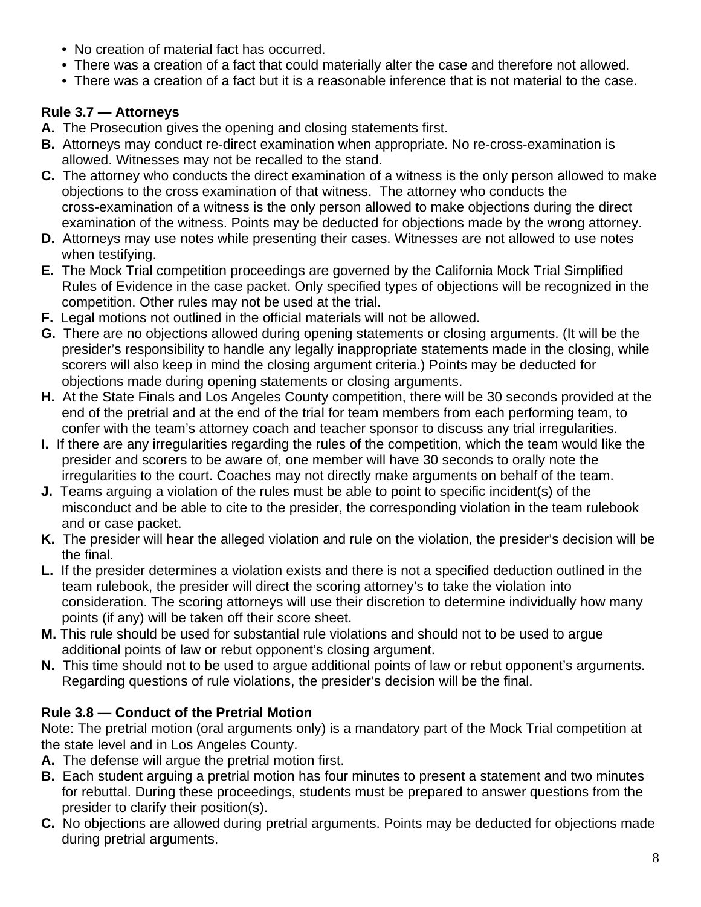- No creation of material fact has occurred.
- There was a creation of a fact that could materially alter the case and therefore not allowed.
- There was a creation of a fact but it is a reasonable inference that is not material to the case.

**Rule 3.7 — Attorneys**

**A.** The Prosecution gives the opening and closing statements first.

**B.** Attorneys may conduct re-direct examination when appropriate. No re-cross-examination is allowed. Witnesses may not be recalled to the stand.

**C.** The attorney who conducts the direct examination of a witness is the only person allowed to make objections to the cross examination of that witness. The attorney who conducts the cross-examination of a witness is the only person allowed to make objections during the direct examination of the witness. Points may be deducted for objections made by the wrong attorney.

**D.** Attorneys may use notes while presenting their cases. Witnesses are not allowed to use notes when testifying.

**E.** The Mock Trial competition proceedings are governed by the California Mock Trial Simplified Rules of Evidence in the case packet. Only specified types of objections will be recognized in the competition. Other rules may not be used at the trial.

**F.** Legal motions not outlined in the official materials will not be allowed.

**G.** There are no objections allowed during opening statements or closing arguments. (It will be the presider's responsibility to handle any legally inappropriate statements made in the closing, while scorers will also keep in mind the closing argument criteria.) Points may be deducted for objections made during opening statements or closing arguments.

**H.** At the State Finals and Los Angeles County competition, there will be 30 seconds provided at the end of the pretrial and at the end of the trial for team members from each performing team, to confer with the team's attorney coach and teacher sponsor to discuss any trial irregularities.

**I.** If there are any irregularities regarding the rules of the competition, which the team would like the presider and scorers to be aware of, one member will have 30 seconds to orally note the irregularities to the court. Coaches may not directly make arguments on behalf of the team.

**J.** Teams arguing a violation of the rules must be able to point to specific incident(s) of the misconduct and be able to cite to the presider, the corresponding violation in the team rulebook and or case packet.

**K.** The presider will hear the alleged violation and rule on the violation, the presider's decision will be the final.

**L.** If the presider determines a violation exists and there is not a specified deduction outlined in the team rulebook, the presider will direct the scoring attorney's to take the violation into consideration. The scoring attorneys will use their discretion to determine individually how many points (if any) will be taken off their score sheet.

**M.** This rule should be used for substantial rule violations and should not to be used to argue additional points of law or rebut opponent's closing argument.

**N.** This time should not to be used to argue additional points of law or rebut opponent's arguments. Regarding questions of rule violations, the presider's decision will be the final.

**Rule 3.8 — Conduct of the Pretrial Motion**

Note: The pretrial motion (oral arguments only) is a mandatory part of the Mock Trial competition at the state level and in Los Angeles County.

**A.** The defense will argue the pretrial motion first.

**B.** Each student arguing a pretrial motion has four minutes to present a statement and two minutes for rebuttal. During these proceedings, students must be prepared to answer questions from the presider to clarify their position(s).

**C.** No objections are allowed during pretrial arguments. Points may be deducted for objections made during pretrial arguments.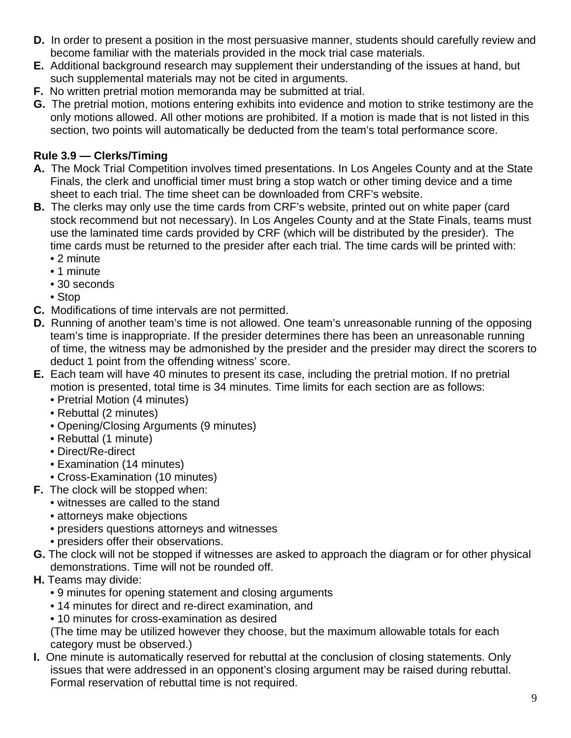**D.** In order to present a position in the most persuasive manner, students should carefully review and become familiar with the materials provided in the mock trial case materials.

**E.** Additional background research may supplement their understanding of the issues at hand, but such supplemental materials may not be cited in arguments.

**F.** No written pretrial motion memoranda may be submitted at trial.

**G.** The pretrial motion, motions entering exhibits into evidence and motion to strike testimony are the only motions allowed. All other motions are prohibited. If a motion is made that is not listed in this section, two points will automatically be deducted from the team's total performance score.

### Rule 3.9 — Clerks/Timing

**A.** The Mock Trial Competition involves timed presentations. In Los Angeles County and at the State Finals, the clerk and unofficial timer must bring a stop watch or other timing device and a time sheet to each trial. The time sheet can be downloaded from CRF's website.

**B.** The clerks may only use the time cards from CRF's website, printed out on white paper (card stock recommend but not necessary). In Los Angeles County and at the State Finals, teams must use the laminated time cards provided by CRF (which will be distributed by the presider). The time cards must be returned to the presider after each trial. The time cards will be printed with:
- 2 minute
- 1 minute
- 30 seconds
- Stop

**C.** Modifications of time intervals are not permitted.

**D.** Running of another team's time is not allowed. One team's unreasonable running of the opposing team's time is inappropriate. If the presider determines there has been an unreasonable running of time, the witness may be admonished by the presider and the presider may direct the scorers to deduct 1 point from the offending witness' score.

**E.** Each team will have 40 minutes to present its case, including the pretrial motion. If no pretrial motion is presented, total time is 34 minutes. Time limits for each section are as follows:
- Pretrial Motion (4 minutes)
- Rebuttal (2 minutes)
- Opening/Closing Arguments (9 minutes)
- Rebuttal (1 minute)
- Direct/Re-direct
- Examination (14 minutes)
- Cross-Examination (10 minutes)

**F.** The clock will be stopped when:
- witnesses are called to the stand
- attorneys make objections
- presiders questions attorneys and witnesses
- presiders offer their observations.

**G.** The clock will not be stopped if witnesses are asked to approach the diagram or for other physical demonstrations. Time will not be rounded off.

**H.** Teams may divide:
- 9 minutes for opening statement and closing arguments
- 14 minutes for direct and re-direct examination, and
- 10 minutes for cross-examination as desired

(The time may be utilized however they choose, but the maximum allowable totals for each category must be observed.)

**I.** One minute is automatically reserved for rebuttal at the conclusion of closing statements. Only issues that were addressed in an opponent's closing argument may be raised during rebuttal. Formal reservation of rebuttal time is not required.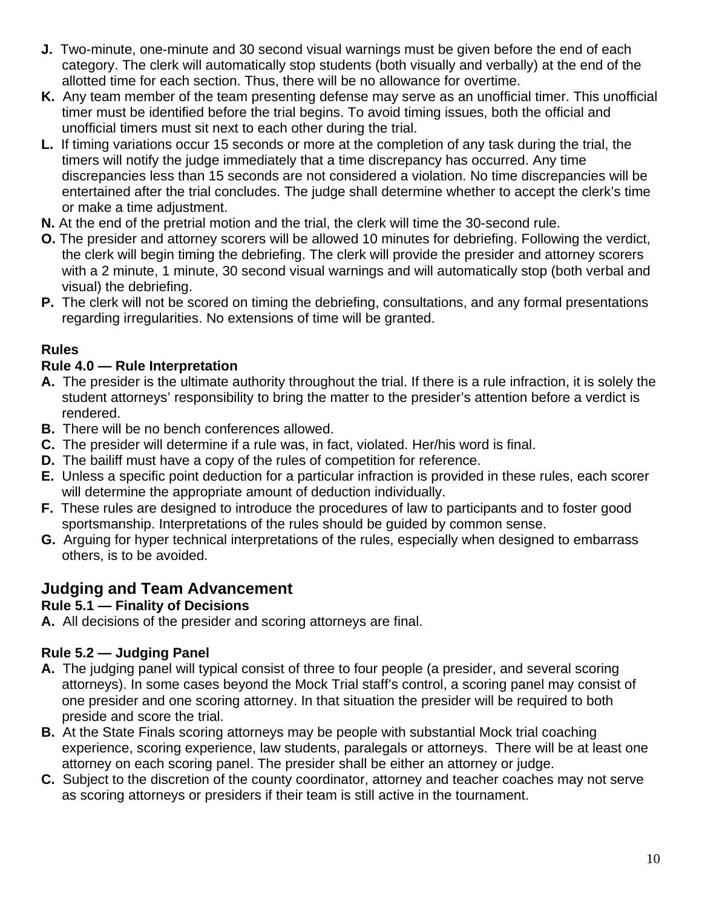**J.** Two-minute, one-minute and 30 second visual warnings must be given before the end of each category. The clerk will automatically stop students (both visually and verbally) at the end of the allotted time for each section. Thus, there will be no allowance for overtime.

**K.** Any team member of the team presenting defense may serve as an unofficial timer. This unofficial timer must be identified before the trial begins. To avoid timing issues, both the official and unofficial timers must sit next to each other during the trial.

**L.** If timing variations occur 15 seconds or more at the completion of any task during the trial, the timers will notify the judge immediately that a time discrepancy has occurred. Any time discrepancies less than 15 seconds are not considered a violation. No time discrepancies will be entertained after the trial concludes. The judge shall determine whether to accept the clerk's time or make a time adjustment.

**N.** At the end of the pretrial motion and the trial, the clerk will time the 30-second rule.

**O.** The presider and attorney scorers will be allowed 10 minutes for debriefing. Following the verdict, the clerk will begin timing the debriefing. The clerk will provide the presider and attorney scorers with a 2 minute, 1 minute, 30 second visual warnings and will automatically stop (both verbal and visual) the debriefing.

**P.** The clerk will not be scored on timing the debriefing, consultations, and any formal presentations regarding irregularities. No extensions of time will be granted.

### Rules

#### Rule 4.0 — Rule Interpretation

**A.** The presider is the ultimate authority throughout the trial. If there is a rule infraction, it is solely the student attorneys' responsibility to bring the matter to the presider's attention before a verdict is rendered.

**B.** There will be no bench conferences allowed.

**C.** The presider will determine if a rule was, in fact, violated. Her/his word is final.

**D.** The bailiff must have a copy of the rules of competition for reference.

**E.** Unless a specific point deduction for a particular infraction is provided in these rules, each scorer will determine the appropriate amount of deduction individually.

**F.** These rules are designed to introduce the procedures of law to participants and to foster good sportsmanship. Interpretations of the rules should be guided by common sense.

**G.** Arguing for hyper technical interpretations of the rules, especially when designed to embarrass others, is to be avoided.

## Judging and Team Advancement

#### Rule 5.1 — Finality of Decisions

**A.** All decisions of the presider and scoring attorneys are final.

#### Rule 5.2 — Judging Panel

**A.** The judging panel will typical consist of three to four people (a presider, and several scoring attorneys). In some cases beyond the Mock Trial staff's control, a scoring panel may consist of one presider and one scoring attorney. In that situation the presider will be required to both preside and score the trial.

**B.** At the State Finals scoring attorneys may be people with substantial Mock trial coaching experience, scoring experience, law students, paralegals or attorneys. There will be at least one attorney on each scoring panel. The presider shall be either an attorney or judge.

**C.** Subject to the discretion of the county coordinator, attorney and teacher coaches may not serve as scoring attorneys or presiders if their team is still active in the tournament.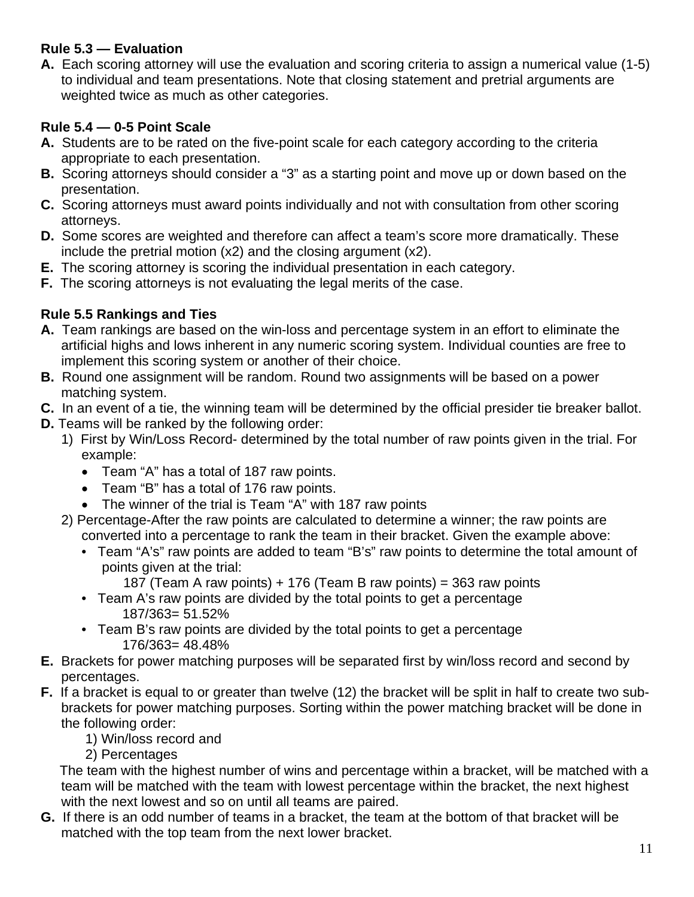### Rule 5.3 — Evaluation

**A.** Each scoring attorney will use the evaluation and scoring criteria to assign a numerical value (1-5) to individual and team presentations. Note that closing statement and pretrial arguments are weighted twice as much as other categories.

### Rule 5.4 — 0-5 Point Scale

**A.** Students are to be rated on the five-point scale for each category according to the criteria appropriate to each presentation.

**B.** Scoring attorneys should consider a "3" as a starting point and move up or down based on the presentation.

**C.** Scoring attorneys must award points individually and not with consultation from other scoring attorneys.

**D.** Some scores are weighted and therefore can affect a team's score more dramatically. These include the pretrial motion (x2) and the closing argument (x2).

**E.** The scoring attorney is scoring the individual presentation in each category.

**F.** The scoring attorneys is not evaluating the legal merits of the case.

### Rule 5.5 Rankings and Ties

**A.** Team rankings are based on the win-loss and percentage system in an effort to eliminate the artificial highs and lows inherent in any numeric scoring system. Individual counties are free to implement this scoring system or another of their choice.

**B.** Round one assignment will be random. Round two assignments will be based on a power matching system.

**C.** In an event of a tie, the winning team will be determined by the official presider tie breaker ballot.

**D.** Teams will be ranked by the following order:

1) First by Win/Loss Record- determined by the total number of raw points given in the trial. For example:
   - Team "A" has a total of 187 raw points.
   - Team "B" has a total of 176 raw points.
   - The winner of the trial is Team "A" with 187 raw points

2) Percentage-After the raw points are calculated to determine a winner; the raw points are converted into a percentage to rank the team in their bracket. Given the example above:
   - Team "A's" raw points are added to team "B's" raw points to determine the total amount of points given at the trial:
     187 (Team A raw points) + 176 (Team B raw points) = 363 raw points
   - Team A's raw points are divided by the total points to get a percentage
     187/363= 51.52%
   - Team B's raw points are divided by the total points to get a percentage
     176/363= 48.48%

**E.** Brackets for power matching purposes will be separated first by win/loss record and second by percentages.

**F.** If a bracket is equal to or greater than twelve (12) the bracket will be split in half to create two sub-brackets for power matching purposes. Sorting within the power matching bracket will be done in the following order:

1) Win/loss record and
2) Percentages

The team with the highest number of wins and percentage within a bracket, will be matched with a team will be matched with the team with lowest percentage within the bracket, the next highest with the next lowest and so on until all teams are paired.

**G.** If there is an odd number of teams in a bracket, the team at the bottom of that bracket will be matched with the top team from the next lower bracket.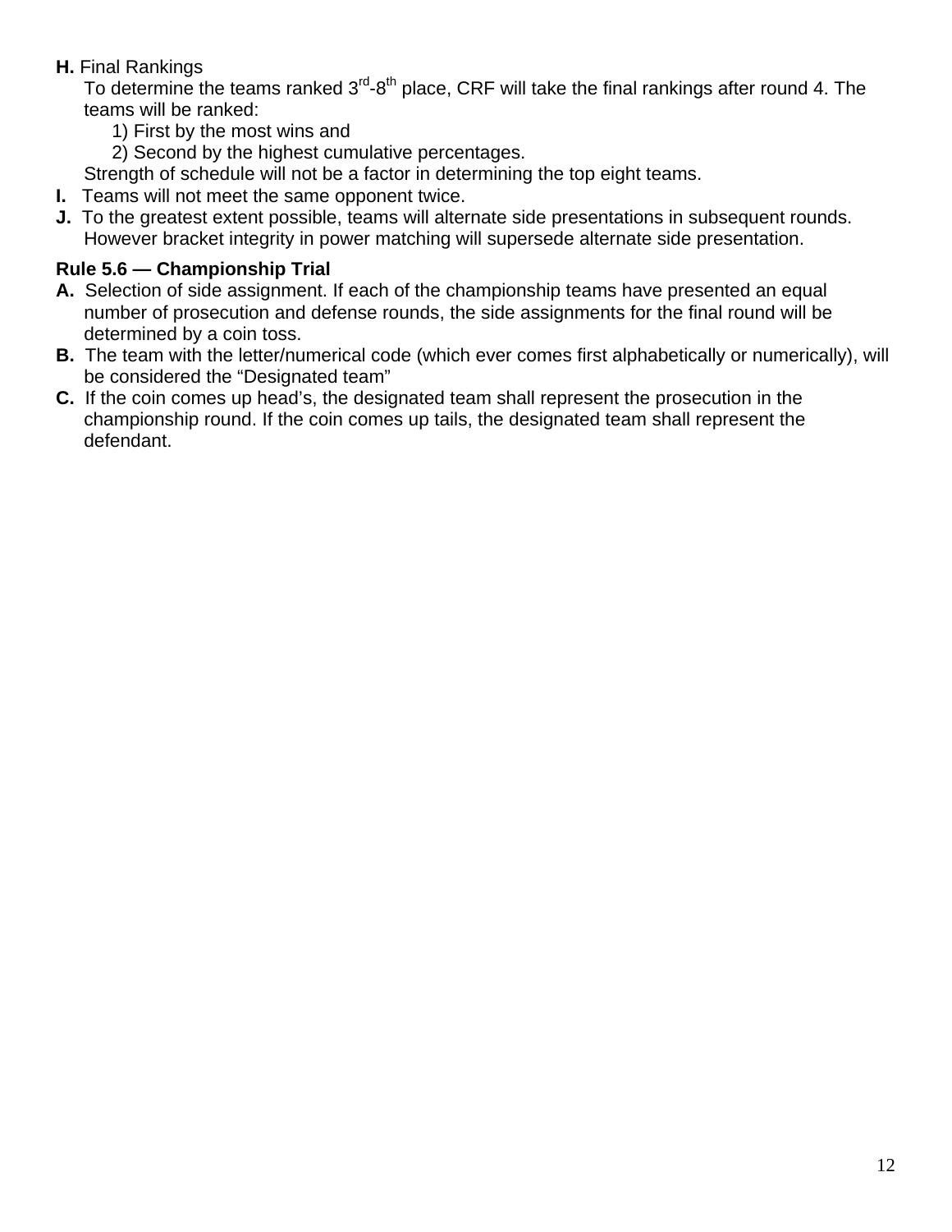**H.** Final Rankings

To determine the teams ranked 3rd-8th place, CRF will take the final rankings after round 4. The teams will be ranked:

1) First by the most wins and
2) Second by the highest cumulative percentages.

Strength of schedule will not be a factor in determining the top eight teams.

**I.** Teams will not meet the same opponent twice.

**J.** To the greatest extent possible, teams will alternate side presentations in subsequent rounds. However bracket integrity in power matching will supersede alternate side presentation.

**Rule 5.6 — Championship Trial**

**A.** Selection of side assignment. If each of the championship teams have presented an equal number of prosecution and defense rounds, the side assignments for the final round will be determined by a coin toss.

**B.** The team with the letter/numerical code (which ever comes first alphabetically or numerically), will be considered the "Designated team"

**C.** If the coin comes up head's, the designated team shall represent the prosecution in the championship round. If the coin comes up tails, the designated team shall represent the defendant.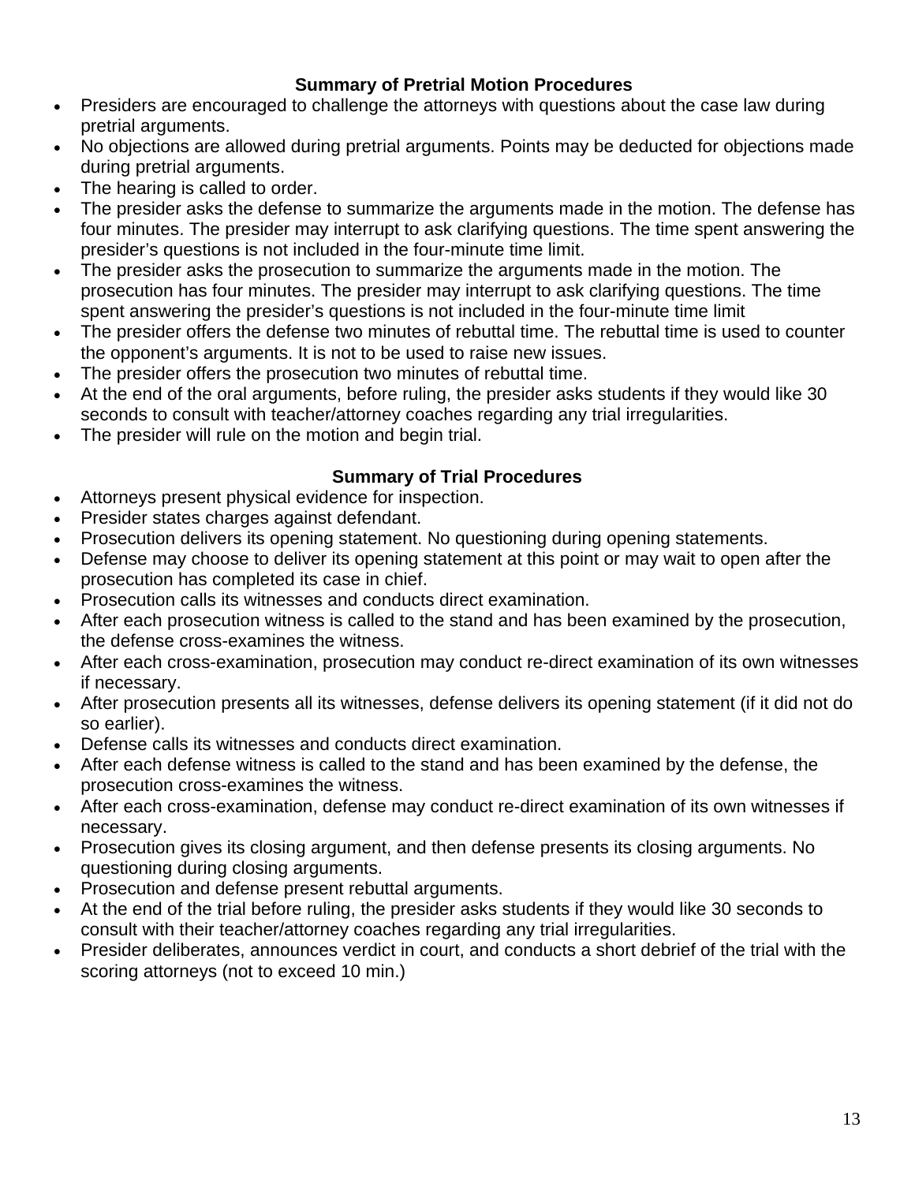## Summary of Pretrial Motion Procedures

- Presiders are encouraged to challenge the attorneys with questions about the case law during pretrial arguments.
- No objections are allowed during pretrial arguments. Points may be deducted for objections made during pretrial arguments.
- The hearing is called to order.
- The presider asks the defense to summarize the arguments made in the motion. The defense has four minutes. The presider may interrupt to ask clarifying questions. The time spent answering the presider's questions is not included in the four-minute time limit.
- The presider asks the prosecution to summarize the arguments made in the motion. The prosecution has four minutes. The presider may interrupt to ask clarifying questions. The time spent answering the presider's questions is not included in the four-minute time limit
- The presider offers the defense two minutes of rebuttal time. The rebuttal time is used to counter the opponent's arguments. It is not to be used to raise new issues.
- The presider offers the prosecution two minutes of rebuttal time.
- At the end of the oral arguments, before ruling, the presider asks students if they would like 30 seconds to consult with teacher/attorney coaches regarding any trial irregularities.
- The presider will rule on the motion and begin trial.

## Summary of Trial Procedures

- Attorneys present physical evidence for inspection.
- Presider states charges against defendant.
- Prosecution delivers its opening statement. No questioning during opening statements.
- Defense may choose to deliver its opening statement at this point or may wait to open after the prosecution has completed its case in chief.
- Prosecution calls its witnesses and conducts direct examination.
- After each prosecution witness is called to the stand and has been examined by the prosecution, the defense cross-examines the witness.
- After each cross-examination, prosecution may conduct re-direct examination of its own witnesses if necessary.
- After prosecution presents all its witnesses, defense delivers its opening statement (if it did not do so earlier).
- Defense calls its witnesses and conducts direct examination.
- After each defense witness is called to the stand and has been examined by the defense, the prosecution cross-examines the witness.
- After each cross-examination, defense may conduct re-direct examination of its own witnesses if necessary.
- Prosecution gives its closing argument, and then defense presents its closing arguments. No questioning during closing arguments.
- Prosecution and defense present rebuttal arguments.
- At the end of the trial before ruling, the presider asks students if they would like 30 seconds to consult with their teacher/attorney coaches regarding any trial irregularities.
- Presider deliberates, announces verdict in court, and conducts a short debrief of the trial with the scoring attorneys (not to exceed 10 min.)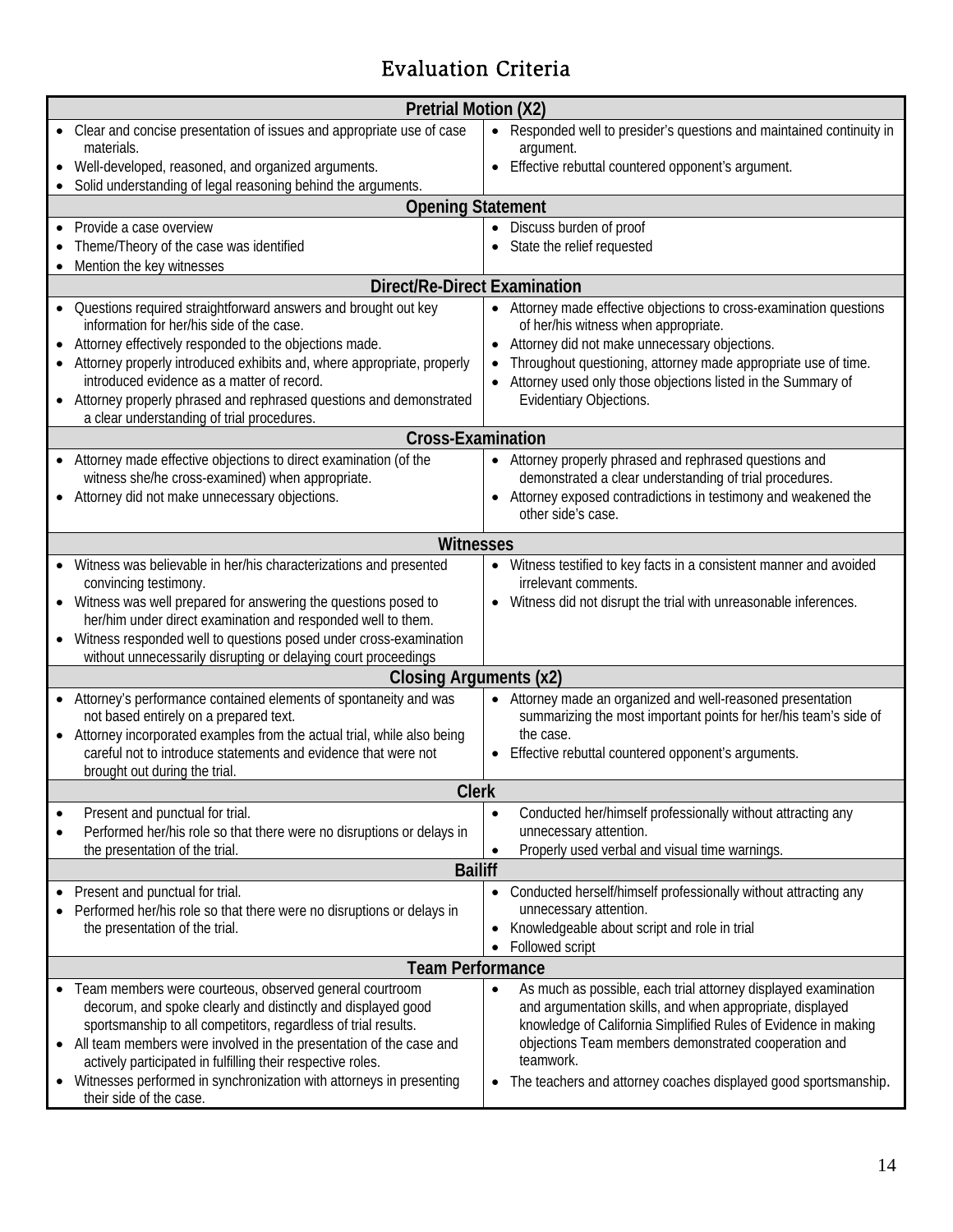# Evaluation Criteria

| Pretrial Motion (X2) | |
|---|---|
| • Clear and concise presentation of issues and appropriate use of case materials.<br>• Well-developed, reasoned, and organized arguments.<br>• Solid understanding of legal reasoning behind the arguments. | • Responded well to presider's questions and maintained continuity in argument.<br>• Effective rebuttal countered opponent's argument. |
| **Opening Statement** | |
| • Provide a case overview<br>• Theme/Theory of the case was identified<br>• Mention the key witnesses | • Discuss burden of proof<br>• State the relief requested |
| **Direct/Re-Direct Examination** | |
| • Questions required straightforward answers and brought out key information for her/his side of the case.<br>• Attorney effectively responded to the objections made.<br>• Attorney properly introduced exhibits and, where appropriate, properly introduced evidence as a matter of record.<br>• Attorney properly phrased and rephrased questions and demonstrated a clear understanding of trial procedures. | • Attorney made effective objections to cross-examination questions of her/his witness when appropriate.<br>• Attorney did not make unnecessary objections.<br>• Throughout questioning, attorney made appropriate use of time.<br>• Attorney used only those objections listed in the Summary of Evidentiary Objections. |
| **Cross-Examination** | |
| • Attorney made effective objections to direct examination (of the witness she/he cross-examined) when appropriate.<br>• Attorney did not make unnecessary objections. | • Attorney properly phrased and rephrased questions and demonstrated a clear understanding of trial procedures.<br>• Attorney exposed contradictions in testimony and weakened the other side's case. |
| **Witnesses** | |
| • Witness was believable in her/his characterizations and presented convincing testimony.<br>• Witness was well prepared for answering the questions posed to her/him under direct examination and responded well to them.<br>• Witness responded well to questions posed under cross-examination without unnecessarily disrupting or delaying court proceedings | • Witness testified to key facts in a consistent manner and avoided irrelevant comments.<br>• Witness did not disrupt the trial with unreasonable inferences. |
| **Closing Arguments (x2)** | |
| • Attorney's performance contained elements of spontaneity and was not based entirely on a prepared text.<br>• Attorney incorporated examples from the actual trial, while also being careful not to introduce statements and evidence that were not brought out during the trial. | • Attorney made an organized and well-reasoned presentation summarizing the most important points for her/his team's side of the case.<br>• Effective rebuttal countered opponent's arguments. |
| **Clerk** | |
| • Present and punctual for trial.<br>• Performed her/his role so that there were no disruptions or delays in the presentation of the trial. | • Conducted her/himself professionally without attracting any unnecessary attention.<br>• Properly used verbal and visual time warnings. |
| **Bailiff** | |
| • Present and punctual for trial.<br>• Performed her/his role so that there were no disruptions or delays in the presentation of the trial. | • Conducted herself/himself professionally without attracting any unnecessary attention.<br>• Knowledgeable about script and role in trial<br>• Followed script |
| **Team Performance** | |
| • Team members were courteous, observed general courtroom decorum, and spoke clearly and distinctly and displayed good sportsmanship to all competitors, regardless of trial results.<br>• All team members were involved in the presentation of the case and actively participated in fulfilling their respective roles.<br>• Witnesses performed in synchronization with attorneys in presenting their side of the case. | • As much as possible, each trial attorney displayed examination and argumentation skills, and when appropriate, displayed knowledge of California Simplified Rules of Evidence in making objections Team members demonstrated cooperation and teamwork.<br>• The teachers and attorney coaches displayed good sportsmanship. |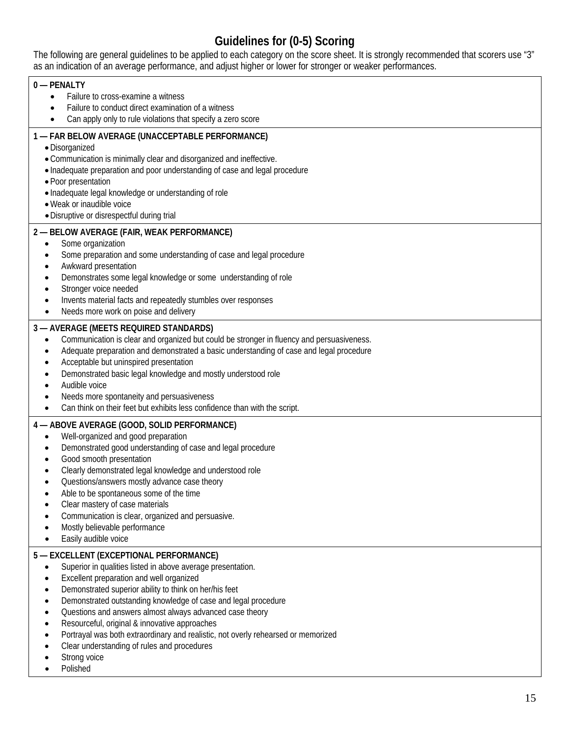# Guidelines for (0-5) Scoring

The following are general guidelines to be applied to each category on the score sheet. It is strongly recommended that scorers use "3" as an indication of an average performance, and adjust higher or lower for stronger or weaker performances.

**0 — PENALTY**

- Failure to cross-examine a witness
- Failure to conduct direct examination of a witness
- Can apply only to rule violations that specify a zero score

**1 — FAR BELOW AVERAGE (UNACCEPTABLE PERFORMANCE)**

- Disorganized
- Communication is minimally clear and disorganized and ineffective.
- Inadequate preparation and poor understanding of case and legal procedure
- Poor presentation
- Inadequate legal knowledge or understanding of role
- Weak or inaudible voice
- Disruptive or disrespectful during trial

**2 — BELOW AVERAGE (FAIR, WEAK PERFORMANCE)**

- Some organization
- Some preparation and some understanding of case and legal procedure
- Awkward presentation
- Demonstrates some legal knowledge or some understanding of role
- Stronger voice needed
- Invents material facts and repeatedly stumbles over responses
- Needs more work on poise and delivery

**3 — AVERAGE (MEETS REQUIRED STANDARDS)**

- Communication is clear and organized but could be stronger in fluency and persuasiveness.
- Adequate preparation and demonstrated a basic understanding of case and legal procedure
- Acceptable but uninspired presentation
- Demonstrated basic legal knowledge and mostly understood role
- Audible voice
- Needs more spontaneity and persuasiveness
- Can think on their feet but exhibits less confidence than with the script.

**4 — ABOVE AVERAGE (GOOD, SOLID PERFORMANCE)**

- Well-organized and good preparation
- Demonstrated good understanding of case and legal procedure
- Good smooth presentation
- Clearly demonstrated legal knowledge and understood role
- Questions/answers mostly advance case theory
- Able to be spontaneous some of the time
- Clear mastery of case materials
- Communication is clear, organized and persuasive.
- Mostly believable performance
- Easily audible voice

**5 — EXCELLENT (EXCEPTIONAL PERFORMANCE)**

- Superior in qualities listed in above average presentation.
- Excellent preparation and well organized
- Demonstrated superior ability to think on her/his feet
- Demonstrated outstanding knowledge of case and legal procedure
- Questions and answers almost always advanced case theory
- Resourceful, original & innovative approaches
- Portrayal was both extraordinary and realistic, not overly rehearsed or memorized
- Clear understanding of rules and procedures
- Strong voice
- Polished